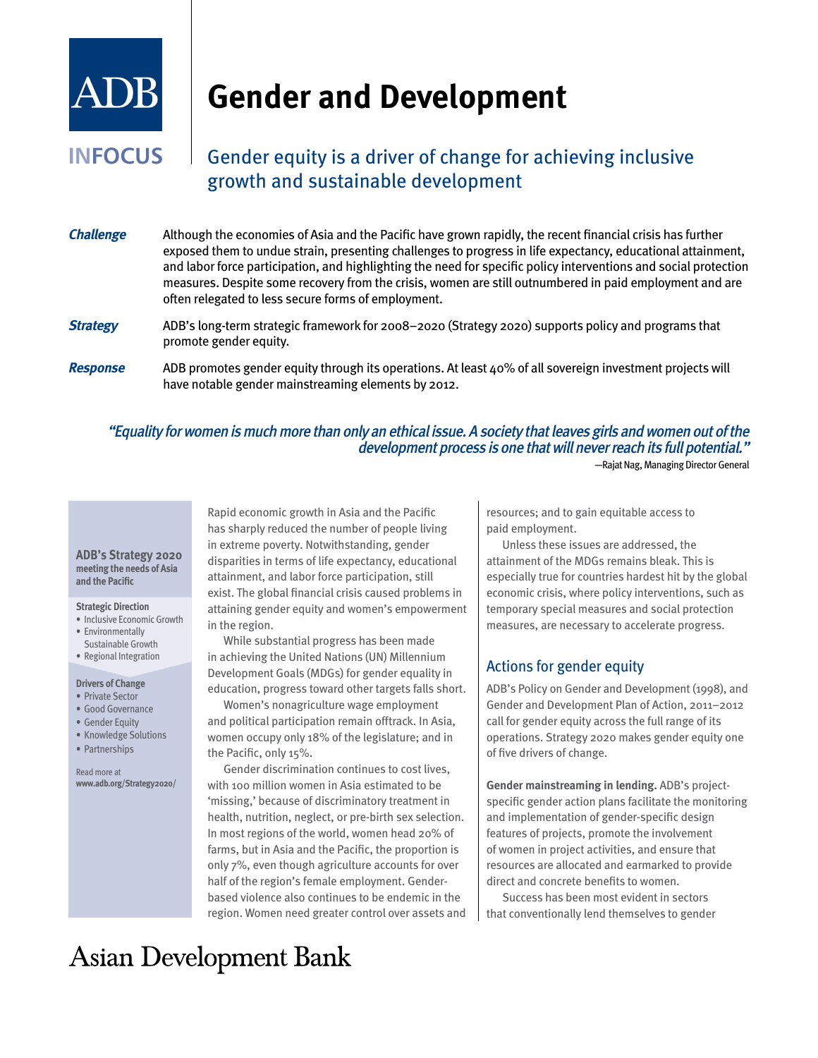ADB

INFOCUS

# Gender and Development

## Gender equity is a driver of change for achieving inclusive growth and sustainable development

***Challenge*** Although the economies of Asia and the Pacific have grown rapidly, the recent financial crisis has further exposed them to undue strain, presenting challenges to progress in life expectancy, educational attainment, and labor force participation, and highlighting the need for specific policy interventions and social protection measures. Despite some recovery from the crisis, women are still outnumbered in paid employment and are often relegated to less secure forms of employment.

***Strategy*** ADB's long-term strategic framework for 2008–2020 (Strategy 2020) supports policy and programs that promote gender equity.

***Response*** ADB promotes gender equity through its operations. At least 40% of all sovereign investment projects will have notable gender mainstreaming elements by 2012.

> *"Equality for women is much more than only an ethical issue. A society that leaves girls and women out of the development process is one that will never reach its full potential."*
>
> —Rajat Nag, Managing Director General

**ADB's Strategy 2020**
**meeting the needs of Asia and the Pacific**

**Strategic Direction**
- Inclusive Economic Growth
- Environmentally Sustainable Growth
- Regional Integration

**Drivers of Change**
- Private Sector
- Good Governance
- Gender Equity
- Knowledge Solutions
- Partnerships

Read more at
**www.adb.org/Strategy2020/**

Rapid economic growth in Asia and the Pacific has sharply reduced the number of people living in extreme poverty. Notwithstanding, gender disparities in terms of life expectancy, educational attainment, and labor force participation, still exist. The global financial crisis caused problems in attaining gender equity and women's empowerment in the region.

While substantial progress has been made in achieving the United Nations (UN) Millennium Development Goals (MDGs) for gender equality in education, progress toward other targets falls short.

Women's nonagriculture wage employment and political participation remain offtrack. In Asia, women occupy only 18% of the legislature; and in the Pacific, only 15%.

Gender discrimination continues to cost lives, with 100 million women in Asia estimated to be 'missing,' because of discriminatory treatment in health, nutrition, neglect, or pre-birth sex selection. In most regions of the world, women head 20% of farms, but in Asia and the Pacific, the proportion is only 7%, even though agriculture accounts for over half of the region's female employment. Gender-based violence also continues to be endemic in the region. Women need greater control over assets and resources; and to gain equitable access to paid employment.

Unless these issues are addressed, the attainment of the MDGs remains bleak. This is especially true for countries hardest hit by the global economic crisis, where policy interventions, such as temporary special measures and social protection measures, are necessary to accelerate progress.

## Actions for gender equity

ADB's Policy on Gender and Development (1998), and Gender and Development Plan of Action, 2011–2012 call for gender equity across the full range of its operations. Strategy 2020 makes gender equity one of five drivers of change.

**Gender mainstreaming in lending.** ADB's project-specific gender action plans facilitate the monitoring and implementation of gender-specific design features of projects, promote the involvement of women in project activities, and ensure that resources are allocated and earmarked to provide direct and concrete benefits to women.

Success has been most evident in sectors that conventionally lend themselves to gender

Asian Development Bank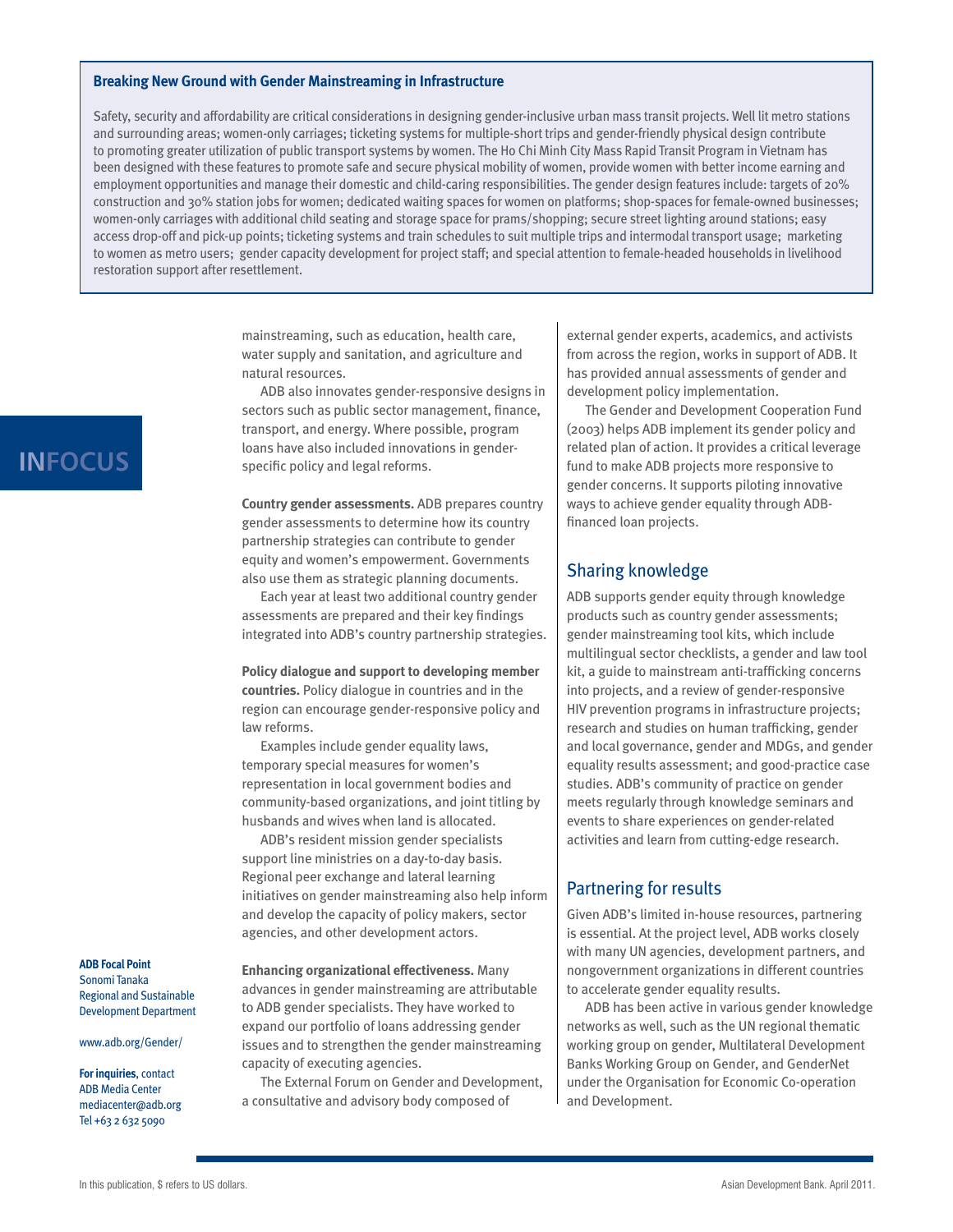### Breaking New Ground with Gender Mainstreaming in Infrastructure

Safety, security and affordability are critical considerations in designing gender-inclusive urban mass transit projects. Well lit metro stations and surrounding areas; women-only carriages; ticketing systems for multiple-short trips and gender-friendly physical design contribute to promoting greater utilization of public transport systems by women. The Ho Chi Minh City Mass Rapid Transit Program in Vietnam has been designed with these features to promote safe and secure physical mobility of women, provide women with better income earning and employment opportunities and manage their domestic and child-caring responsibilities. The gender design features include: targets of 20% construction and 30% station jobs for women; dedicated waiting spaces for women on platforms; shop-spaces for female-owned businesses; women-only carriages with additional child seating and storage space for prams/shopping; secure street lighting around stations; easy access drop-off and pick-up points; ticketing systems and train schedules to suit multiple trips and intermodal transport usage; marketing to women as metro users; gender capacity development for project staff; and special attention to female-headed households in livelihood restoration support after resettlement.

**INFOCUS**

mainstreaming, such as education, health care, water supply and sanitation, and agriculture and natural resources.

ADB also innovates gender-responsive designs in sectors such as public sector management, finance, transport, and energy. Where possible, program loans have also included innovations in gender-specific policy and legal reforms.

**Country gender assessments.** ADB prepares country gender assessments to determine how its country partnership strategies can contribute to gender equity and women's empowerment. Governments also use them as strategic planning documents.

Each year at least two additional country gender assessments are prepared and their key findings integrated into ADB's country partnership strategies.

**Policy dialogue and support to developing member countries.** Policy dialogue in countries and in the region can encourage gender-responsive policy and law reforms.

Examples include gender equality laws, temporary special measures for women's representation in local government bodies and community-based organizations, and joint titling by husbands and wives when land is allocated.

ADB's resident mission gender specialists support line ministries on a day-to-day basis. Regional peer exchange and lateral learning initiatives on gender mainstreaming also help inform and develop the capacity of policy makers, sector agencies, and other development actors.

**Enhancing organizational effectiveness.** Many advances in gender mainstreaming are attributable to ADB gender specialists. They have worked to expand our portfolio of loans addressing gender issues and to strengthen the gender mainstreaming capacity of executing agencies.

The External Forum on Gender and Development, a consultative and advisory body composed of external gender experts, academics, and activists from across the region, works in support of ADB. It has provided annual assessments of gender and development policy implementation.

The Gender and Development Cooperation Fund (2003) helps ADB implement its gender policy and related plan of action. It provides a critical leverage fund to make ADB projects more responsive to gender concerns. It supports piloting innovative ways to achieve gender equality through ADB-financed loan projects.

## Sharing knowledge

ADB supports gender equity through knowledge products such as country gender assessments; gender mainstreaming tool kits, which include multilingual sector checklists, a gender and law tool kit, a guide to mainstream anti-trafficking concerns into projects, and a review of gender-responsive HIV prevention programs in infrastructure projects; research and studies on human trafficking, gender and local governance, gender and MDGs, and gender equality results assessment; and good-practice case studies. ADB's community of practice on gender meets regularly through knowledge seminars and events to share experiences on gender-related activities and learn from cutting-edge research.

## Partnering for results

Given ADB's limited in-house resources, partnering is essential. At the project level, ADB works closely with many UN agencies, development partners, and nongovernment organizations in different countries to accelerate gender equality results.

ADB has been active in various gender knowledge networks as well, such as the UN regional thematic working group on gender, Multilateral Development Banks Working Group on Gender, and GenderNet under the Organisation for Economic Co-operation and Development.

**ADB Focal Point**
Sonomi Tanaka
Regional and Sustainable Development Department

www.adb.org/Gender/

**For inquiries**, contact
ADB Media Center
mediacenter@adb.org
Tel +63 2 632 5090

In this publication, $ refers to US dollars.

Asian Development Bank. April 2011.